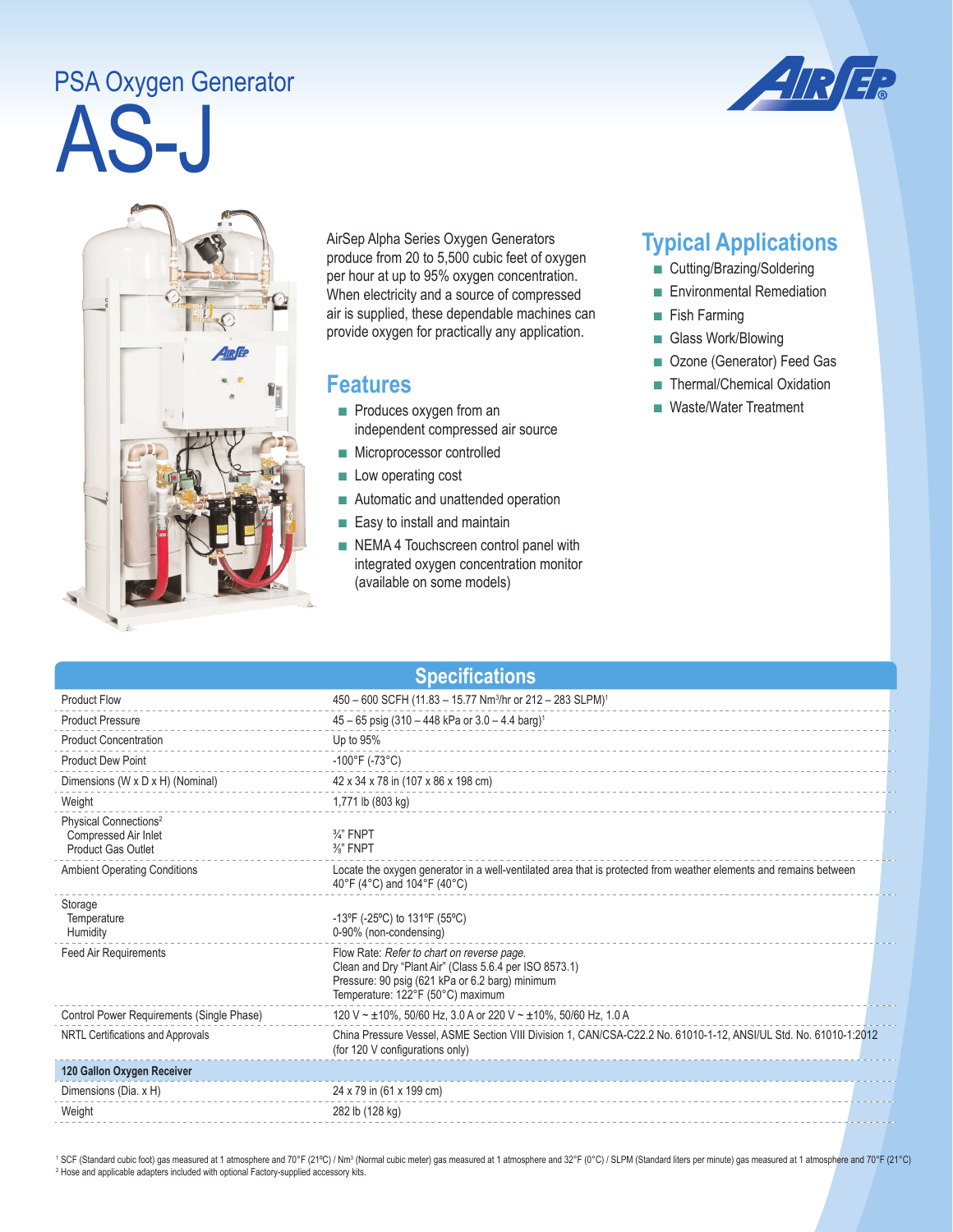PSA Oxygen Generator

# AS-J

AirSep Alpha Series Oxygen Generators produce from 20 to 5,500 cubic feet of oxygen per hour at up to 95% oxygen concentration. When electricity and a source of compressed air is supplied, these dependable machines can provide oxygen for practically any application.

## Features

- Produces oxygen from an independent compressed air source
- Microprocessor controlled
- Low operating cost
- Automatic and unattended operation
- Easy to install and maintain
- NEMA 4 Touchscreen control panel with integrated oxygen concentration monitor (available on some models)

## Typical Applications

- Cutting/Brazing/Soldering
- Environmental Remediation
- Fish Farming
- Glass Work/Blowing
- Ozone (Generator) Feed Gas
- Thermal/Chemical Oxidation
- Waste/Water Treatment

## Specifications

| | |
|---|---|
| Product Flow | 450 – 600 SCFH (11.83 – 15.77 Nm³/hr or 212 – 283 SLPM)[1] |
| Product Pressure | 45 – 65 psig (310 – 448 kPa or 3.0 – 4.4 barg)[1] |
| Product Concentration | Up to 95% |
| Product Dew Point | -100°F (-73°C) |
| Dimensions (W x D x H) (Nominal) | 42 x 34 x 78 in (107 x 86 x 198 cm) |
| Weight | 1,771 lb (803 kg) |
| Physical Connections[2] | |
| Compressed Air Inlet | ¾" FNPT |
| Product Gas Outlet | ⅜" FNPT |
| Ambient Operating Conditions | Locate the oxygen generator in a well-ventilated area that is protected from weather elements and remains between 40°F (4°C) and 104°F (40°C) |
| Storage | |
| Temperature | -13ºF (-25ºC) to 131ºF (55ºC) |
| Humidity | 0-90% (non-condensing) |
| Feed Air Requirements | Flow Rate: *Refer to chart on reverse page.*<br>Clean and Dry "Plant Air" (Class 5.6.4 per ISO 8573.1)<br>Pressure: 90 psig (621 kPa or 6.2 barg) minimum<br>Temperature: 122°F (50°C) maximum |
| Control Power Requirements (Single Phase) | 120 V ~ ±10%, 50/60 Hz, 3.0 A or 220 V ~ ±10%, 50/60 Hz, 1.0 A |
| NRTL Certifications and Approvals | China Pressure Vessel, ASME Section VIII Division 1, CAN/CSA-C22.2 No. 61010-1-12, ANSI/UL Std. No. 61010-1:2012 (for 120 V configurations only) |
| **120 Gallon Oxygen Receiver** | |
| Dimensions (Dia. x H) | 24 x 79 in (61 x 199 cm) |
| Weight | 282 lb (128 kg) |

[1] SCF (Standard cubic foot) gas measured at 1 atmosphere and 70°F (21ºC) / Nm³ (Normal cubic meter) gas measured at 1 atmosphere and 32°F (0°C) / SLPM (Standard liters per minute) gas measured at 1 atmosphere and 70°F (21°C)
[2] Hose and applicable adapters included with optional Factory-supplied accessory kits.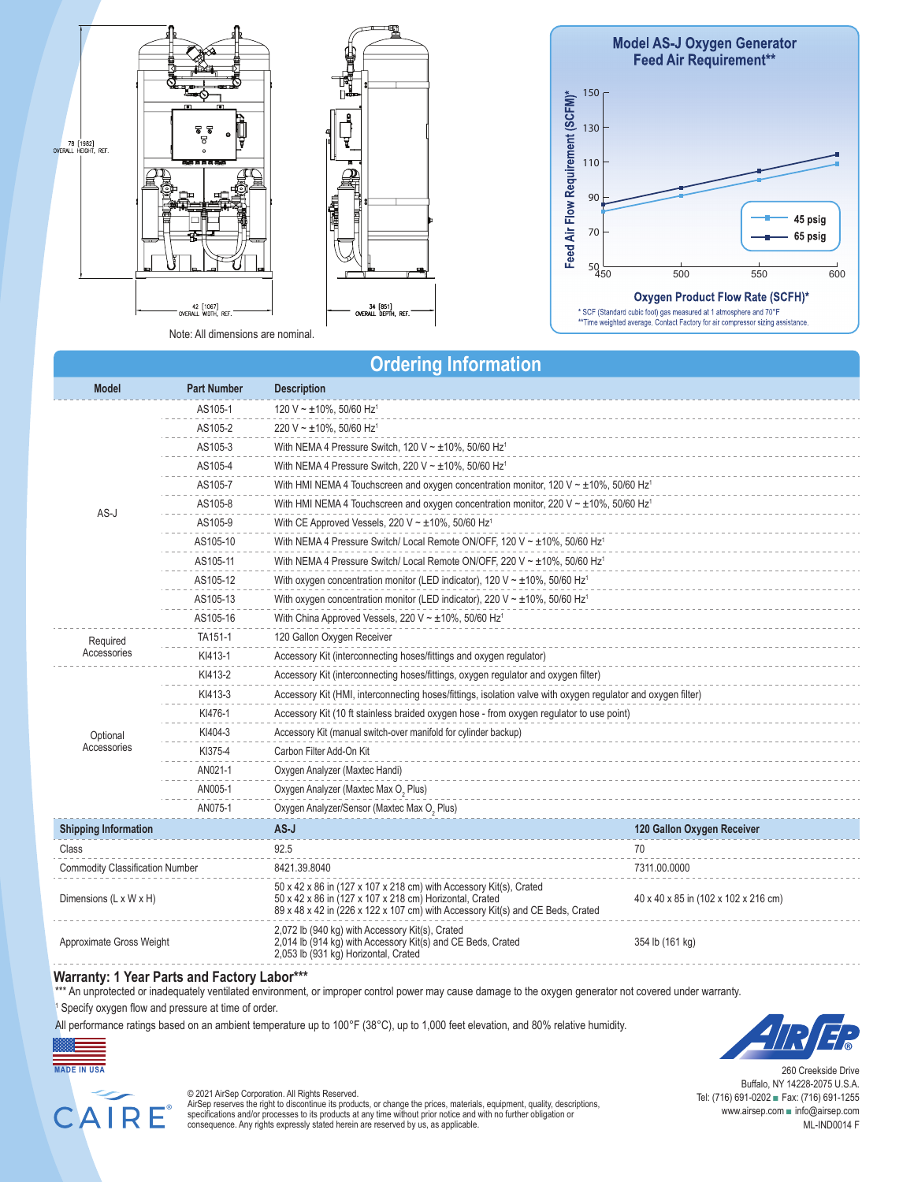78 [1982] OVERALL HEIGHT, REF.

42 [1067] OVERALL WIDTH, REF.

34 [851] OVERALL DEPTH, REF.

Note: All dimensions are nominal.

**Model AS-J Oxygen Generator Feed Air Requirement****

Feed Air Flow Requirement (SCFM)*

150
130
110
90
70
50

450 500 550 600

Oxygen Product Flow Rate (SCFH)*

45 psig
65 psig

* SCF (Standard cubic foot) gas measured at 1 atmosphere and 70°F
**Time weighted average. Contact Factory for air compressor sizing assistance.

## Ordering Information

| Model | Part Number | Description |
|---|---|---|
| AS-J | AS105-1 | 120 V ~ ±10%, 50/60 Hz[1] |
| | AS105-2 | 220 V ~ ±10%, 50/60 Hz[1] |
| | AS105-3 | With NEMA 4 Pressure Switch, 120 V ~ ±10%, 50/60 Hz[1] |
| | AS105-4 | With NEMA 4 Pressure Switch, 220 V ~ ±10%, 50/60 Hz[1] |
| | AS105-7 | With HMI NEMA 4 Touchscreen and oxygen concentration monitor, 120 V ~ ±10%, 50/60 Hz[1] |
| | AS105-8 | With HMI NEMA 4 Touchscreen and oxygen concentration monitor, 220 V ~ ±10%, 50/60 Hz[1] |
| | AS105-9 | With CE Approved Vessels, 220 V ~ ±10%, 50/60 Hz[1] |
| | AS105-10 | With NEMA 4 Pressure Switch/ Local Remote ON/OFF, 120 V ~ ±10%, 50/60 Hz[1] |
| | AS105-11 | With NEMA 4 Pressure Switch/ Local Remote ON/OFF, 220 V ~ ±10%, 50/60 Hz[1] |
| | AS105-12 | With oxygen concentration monitor (LED indicator), 120 V ~ ±10%, 50/60 Hz[1] |
| | AS105-13 | With oxygen concentration monitor (LED indicator), 220 V ~ ±10%, 50/60 Hz[1] |
| | AS105-16 | With China Approved Vessels, 220 V ~ ±10%, 50/60 Hz[1] |
| Required Accessories | TA151-1 | 120 Gallon Oxygen Receiver |
| | KI413-1 | Accessory Kit (interconnecting hoses/fittings and oxygen regulator) |
| Optional Accessories | KI413-2 | Accessory Kit (interconnecting hoses/fittings, oxygen regulator and oxygen filter) |
| | KI413-3 | Accessory Kit (HMI, interconnecting hoses/fittings, isolation valve with oxygen regulator and oxygen filter) |
| | KI476-1 | Accessory Kit (10 ft stainless braided oxygen hose - from oxygen regulator to use point) |
| | KI404-3 | Accessory Kit (manual switch-over manifold for cylinder backup) |
| | KI375-4 | Carbon Filter Add-On Kit |
| | AN021-1 | Oxygen Analyzer (Maxtec Handi) |
| | AN005-1 | Oxygen Analyzer (Maxtec Max $O_2$ Plus) |
| | AN075-1 | Oxygen Analyzer/Sensor (Maxtec Max $O_2$ Plus) |

| Shipping Information | AS-J | 120 Gallon Oxygen Receiver |
|---|---|---|
| Class | 92.5 | 70 |
| Commodity Classification Number | 8421.39.8040 | 7311.00.0000 |
| Dimensions (L x W x H) | 50 x 42 x 86 in (127 x 107 x 218 cm) with Accessory Kit(s), Crated<br>50 x 42 x 86 in (127 x 107 x 218 cm) Horizontal, Crated<br>89 x 48 x 42 in (226 x 122 x 107 cm) with Accessory Kit(s) and CE Beds, Crated | 40 x 40 x 85 in (102 x 102 x 216 cm) |
| Approximate Gross Weight | 2,072 lb (940 kg) with Accessory Kit(s), Crated<br>2,014 lb (914 kg) with Accessory Kit(s) and CE Beds, Crated<br>2,053 lb (931 kg) Horizontal, Crated | 354 lb (161 kg) |

**Warranty: 1 Year Parts and Factory Labor*****

*** An unprotected or inadequately ventilated environment, or improper control power may cause damage to the oxygen generator not covered under warranty.

[1] Specify oxygen flow and pressure at time of order.

All performance ratings based on an ambient temperature up to 100°F (38°C), up to 1,000 feet elevation, and 80% relative humidity.

MADE IN USA

CAIRE®

© 2021 AirSep Corporation. All Rights Reserved.
AirSep reserves the right to discontinue its products, or change the prices, materials, equipment, quality, descriptions, specifications and/or processes to its products at any time without prior notice and with no further obligation or consequence. Any rights expressly stated herein are reserved by us, as applicable.

AIRSEP®

260 Creekside Drive
Buffalo, NY 14228-2075 U.S.A.
Tel: (716) 691-0202 ■ Fax: (716) 691-1255
www.airsep.com ■ info@airsep.com
ML-IND0014 F